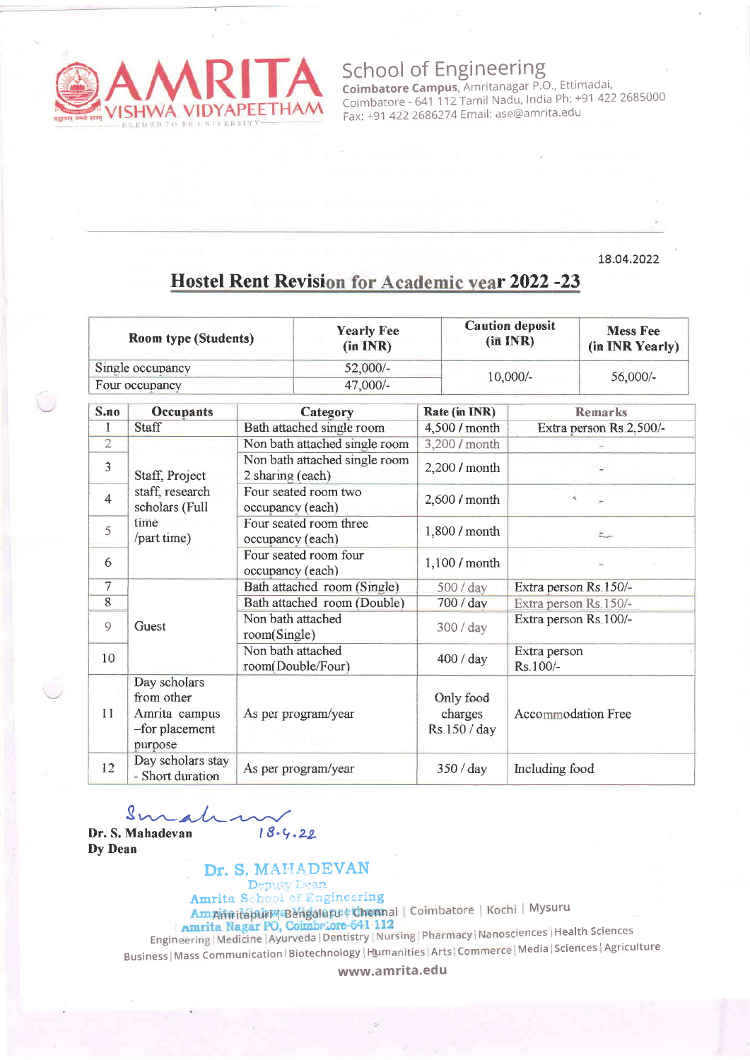**AMRITA VISHWA VIDYAPEETHAM**
DEEMED TO BE UNIVERSITY

**School of Engineering**
**Coimbatore Campus**, Amritanagar P.O., Ettimadai,
Coimbatore - 641 112 Tamil Nadu, India Ph: +91 422 2685000
Fax: +91 422 2686274 Email: ase@amrita.edu

18.04.2022

## Hostel Rent Revision for Academic year 2022 -23

| Room type (Students) | Yearly Fee (in INR) | Caution deposit (in INR) | Mess Fee (in INR Yearly) |
|---|---|---|---|
| Single occupancy | 52,000/- | 10,000/- | 56,000/- |
| Four occupancy | 47,000/- | | |

| S.no | Occupants | Category | Rate (in INR) | Remarks |
|---|---|---|---|---|
| 1 | Staff | Bath attached single room | 4,500 / month | Extra person Rs.2,500/- |
| 2 | Staff, Project staff, research scholars (Full time /part time) | Non bath attached single room | 3,200 / month | - |
| 3 | | Non bath attached single room 2 sharing (each) | 2,200 / month | - |
| 4 | | Four seated room two occupancy (each) | 2,600 / month | - |
| 5 | | Four seated room three occupancy (each) | 1,800 / month | - |
| 6 | | Four seated room four occupancy (each) | 1,100 / month | - |
| 7 | Guest | Bath attached room (Single) | 500 / day | Extra person Rs.150/- |
| 8 | | Bath attached room (Double) | 700 / day | Extra person Rs.150/- |
| 9 | | Non bath attached room(Single) | 300 / day | Extra person Rs.100/- |
| 10 | | Non bath attached room(Double/Four) | 400 / day | Extra person Rs.100/- |
| 11 | Day scholars from other Amrita campus –for placement purpose | As per program/year | Only food charges Rs.150 / day | Accommodation Free |
| 12 | Day scholars stay - Short duration | As per program/year | 350 / day | Including food |

18.4.22
**Dr. S. Mahadevan**
**Dy Dean**

Dr. S. MAHADEVAN
Deputy Dean
Amrita School of Engineering
Amrita Vishwa Vidyapeetham
Amrita Nagar PO, Coimbatore-641 112

Amritapuri | Bengaluru | Chennai | Coimbatore | Kochi | Mysuru
Engineering | Medicine | Ayurveda | Dentistry | Nursing | Pharmacy | Nanosciences | Health Sciences
Business | Mass Communication | Biotechnology | Humanities | Arts | Commerce | Media | Sciences | Agriculture

www.amrita.edu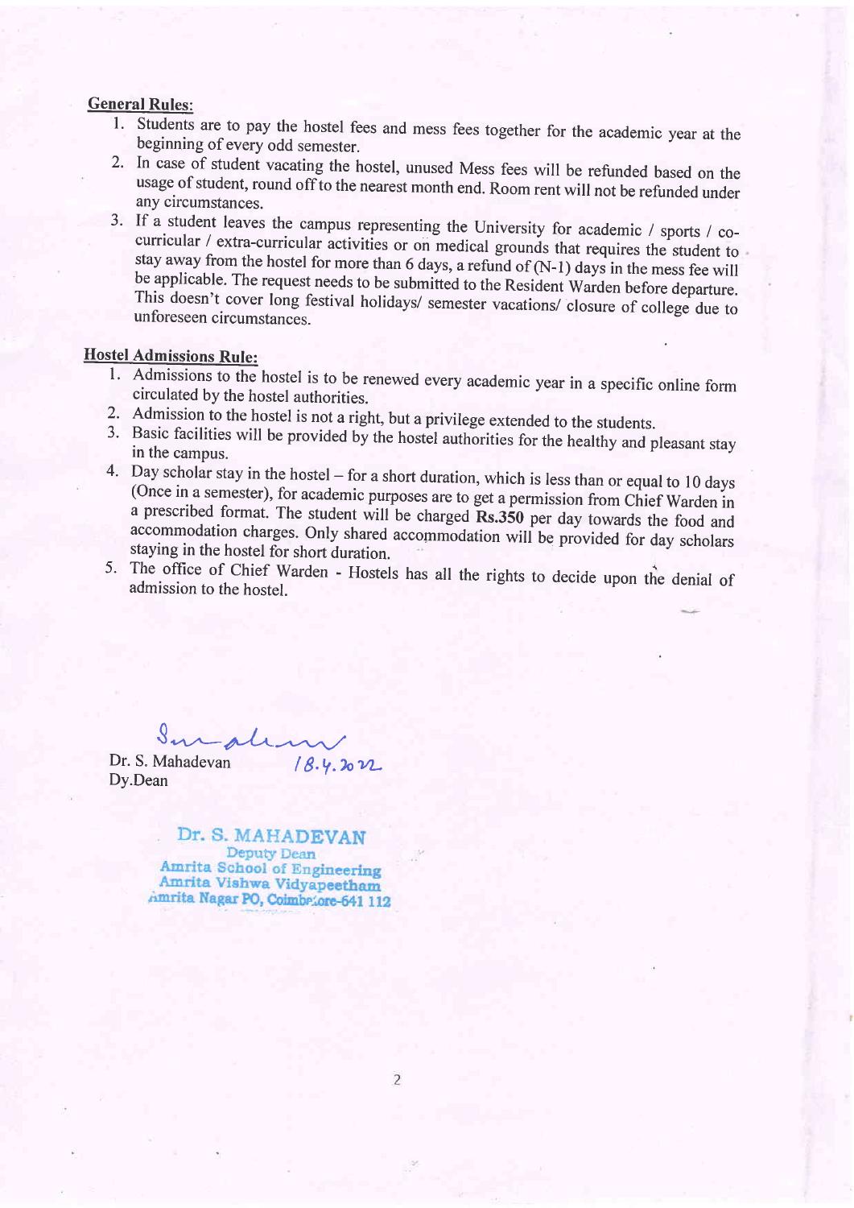**General Rules:**

1. Students are to pay the hostel fees and mess fees together for the academic year at the beginning of every odd semester.
2. In case of student vacating the hostel, unused Mess fees will be refunded based on the usage of student, round off to the nearest month end. Room rent will not be refunded under any circumstances.
3. If a student leaves the campus representing the University for academic / sports / co-curricular / extra-curricular activities or on medical grounds that requires the student to stay away from the hostel for more than 6 days, a refund of (N-1) days in the mess fee will be applicable. The request needs to be submitted to the Resident Warden before departure. This doesn't cover long festival holidays/ semester vacations/ closure of college due to unforeseen circumstances.

**Hostel Admissions Rule:**

1. Admissions to the hostel is to be renewed every academic year in a specific online form circulated by the hostel authorities.
2. Admission to the hostel is not a right, but a privilege extended to the students.
3. Basic facilities will be provided by the hostel authorities for the healthy and pleasant stay in the campus.
4. Day scholar stay in the hostel – for a short duration, which is less than or equal to 10 days (Once in a semester), for academic purposes are to get a permission from Chief Warden in a prescribed format. The student will be charged **Rs.350** per day towards the food and accommodation charges. Only shared accommodation will be provided for day scholars staying in the hostel for short duration.
5. The office of Chief Warden - Hostels has all the rights to decide upon the denial of admission to the hostel.

Dr. S. Mahadevan 18.4.2022
Dy.Dean

Dr. S. MAHADEVAN
Deputy Dean
Amrita School of Engineering
Amrita Vishwa Vidyapeetham
Amrita Nagar PO, Coimbatore-641 112